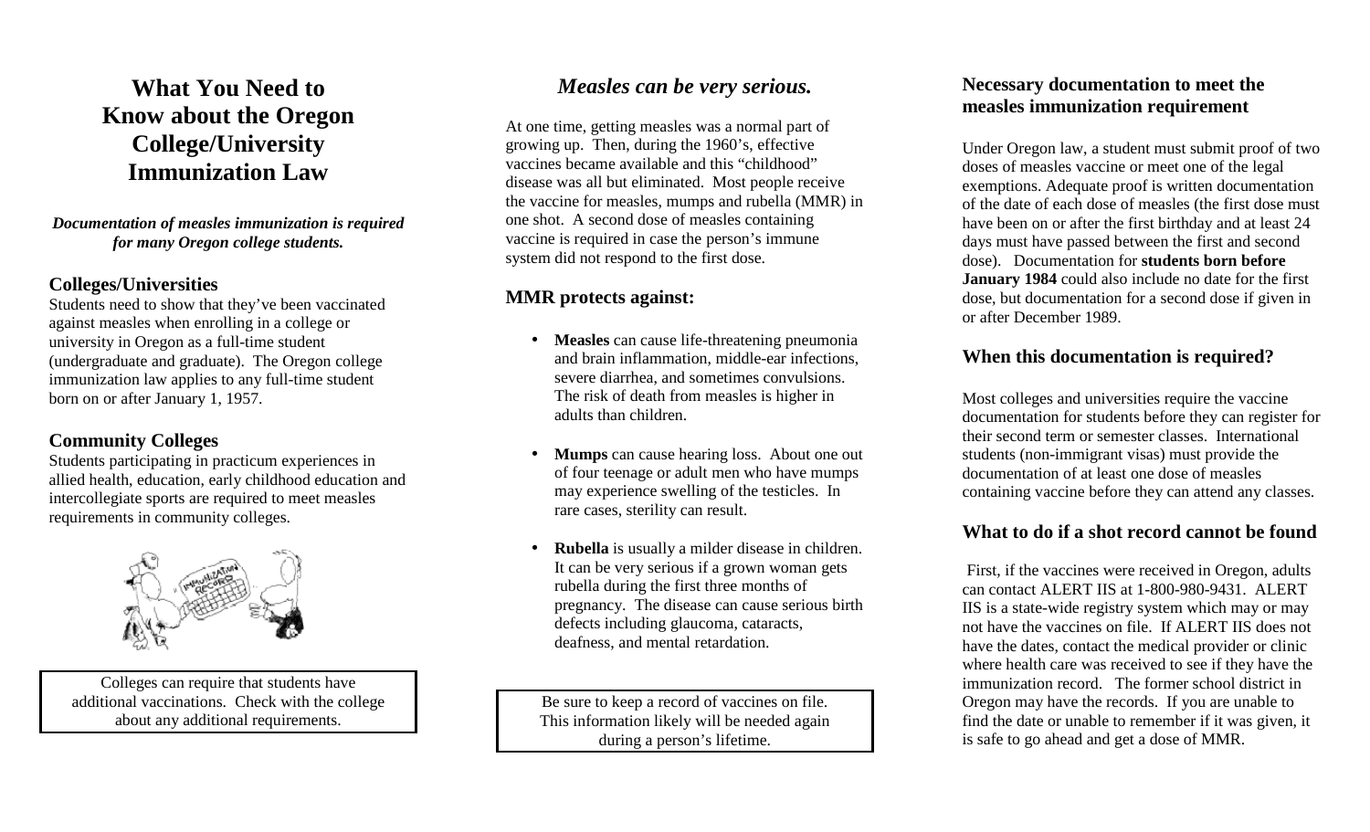# What You Need to Know about the Oregon College/University Immunization Law

***Documentation of measles immunization is required for many Oregon college students.***

### Colleges/Universities

Students need to show that they've been vaccinated against measles when enrolling in a college or university in Oregon as a full-time student (undergraduate and graduate). The Oregon college immunization law applies to any full-time student born on or after January 1, 1957.

### Community Colleges

Students participating in practicum experiences in allied health, education, early childhood education and intercollegiate sports are required to meet measles requirements in community colleges.

> Colleges can require that students have additional vaccinations. Check with the college about any additional requirements.

## *Measles can be very serious.*

At one time, getting measles was a normal part of growing up. Then, during the 1960's, effective vaccines became available and this "childhood" disease was all but eliminated. Most people receive the vaccine for measles, mumps and rubella (MMR) in one shot. A second dose of measles containing vaccine is required in case the person's immune system did not respond to the first dose.

### MMR protects against:

- **Measles** can cause life-threatening pneumonia and brain inflammation, middle-ear infections, severe diarrhea, and sometimes convulsions. The risk of death from measles is higher in adults than children.
- **Mumps** can cause hearing loss. About one out of four teenage or adult men who have mumps may experience swelling of the testicles. In rare cases, sterility can result.
- **Rubella** is usually a milder disease in children. It can be very serious if a grown woman gets rubella during the first three months of pregnancy. The disease can cause serious birth defects including glaucoma, cataracts, deafness, and mental retardation.

> Be sure to keep a record of vaccines on file. This information likely will be needed again during a person's lifetime.

### Necessary documentation to meet the measles immunization requirement

Under Oregon law, a student must submit proof of two doses of measles vaccine or meet one of the legal exemptions. Adequate proof is written documentation of the date of each dose of measles (the first dose must have been on or after the first birthday and at least 24 days must have passed between the first and second dose). Documentation for **students born before January 1984** could also include no date for the first dose, but documentation for a second dose if given in or after December 1989.

### When this documentation is required?

Most colleges and universities require the vaccine documentation for students before they can register for their second term or semester classes. International students (non-immigrant visas) must provide the documentation of at least one dose of measles containing vaccine before they can attend any classes.

### What to do if a shot record cannot be found

First, if the vaccines were received in Oregon, adults can contact ALERT IIS at 1-800-980-9431. ALERT IIS is a state-wide registry system which may or may not have the vaccines on file. If ALERT IIS does not have the dates, contact the medical provider or clinic where health care was received to see if they have the immunization record. The former school district in Oregon may have the records. If you are unable to find the date or unable to remember if it was given, it is safe to go ahead and get a dose of MMR.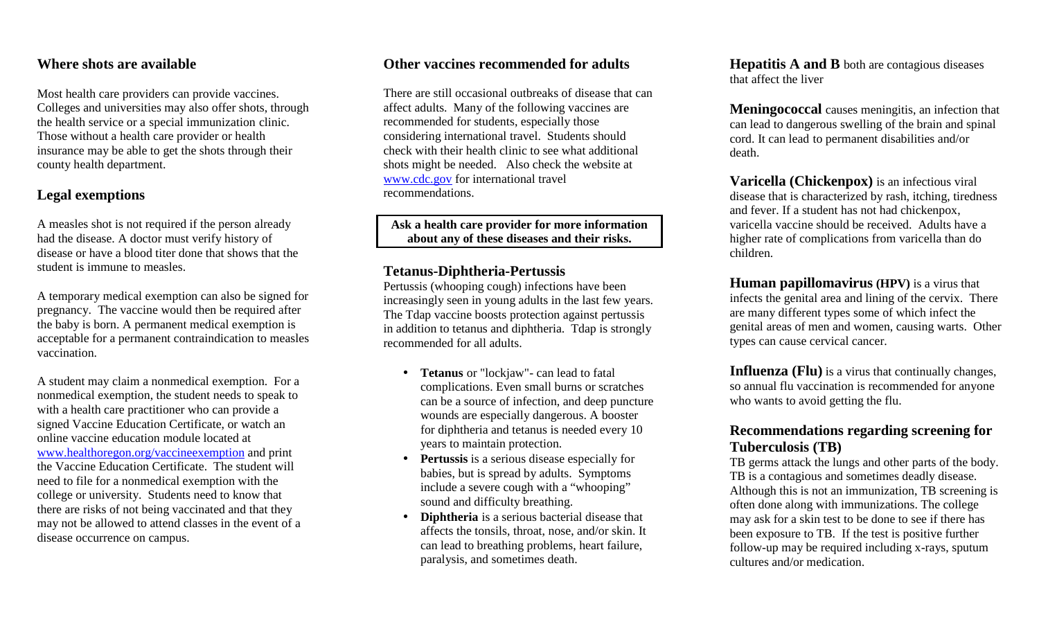## Where shots are available

Most health care providers can provide vaccines. Colleges and universities may also offer shots, through the health service or a special immunization clinic. Those without a health care provider or health insurance may be able to get the shots through their county health department.

## Legal exemptions

A measles shot is not required if the person already had the disease. A doctor must verify history of disease or have a blood titer done that shows that the student is immune to measles.

A temporary medical exemption can also be signed for pregnancy. The vaccine would then be required after the baby is born. A permanent medical exemption is acceptable for a permanent contraindication to measles vaccination.

A student may claim a nonmedical exemption. For a nonmedical exemption, the student needs to speak to with a health care practitioner who can provide a signed Vaccine Education Certificate, or watch an online vaccine education module located at www.healthoregon.org/vaccineexemption and print the Vaccine Education Certificate. The student will need to file for a nonmedical exemption with the college or university. Students need to know that there are risks of not being vaccinated and that they may not be allowed to attend classes in the event of a disease occurrence on campus.

## Other vaccines recommended for adults

There are still occasional outbreaks of disease that can affect adults. Many of the following vaccines are recommended for students, especially those considering international travel. Students should check with their health clinic to see what additional shots might be needed. Also check the website at www.cdc.gov for international travel recommendations.

**Ask a health care provider for more information about any of these diseases and their risks.**

## Tetanus-Diphtheria-Pertussis

Pertussis (whooping cough) infections have been increasingly seen in young adults in the last few years. The Tdap vaccine boosts protection against pertussis in addition to tetanus and diphtheria. Tdap is strongly recommended for all adults.

- **Tetanus** or "lockjaw"- can lead to fatal complications. Even small burns or scratches can be a source of infection, and deep puncture wounds are especially dangerous. A booster for diphtheria and tetanus is needed every 10 years to maintain protection.
- **Pertussis** is a serious disease especially for babies, but is spread by adults. Symptoms include a severe cough with a "whooping" sound and difficulty breathing.
- **Diphtheria** is a serious bacterial disease that affects the tonsils, throat, nose, and/or skin. It can lead to breathing problems, heart failure, paralysis, and sometimes death.

**Hepatitis A and B** both are contagious diseases that affect the liver

**Meningococcal** causes meningitis, an infection that can lead to dangerous swelling of the brain and spinal cord. It can lead to permanent disabilities and/or death.

**Varicella (Chickenpox)** is an infectious viral disease that is characterized by rash, itching, tiredness and fever. If a student has not had chickenpox, varicella vaccine should be received. Adults have a higher rate of complications from varicella than do children.

**Human papillomavirus (HPV)** is a virus that infects the genital area and lining of the cervix. There are many different types some of which infect the genital areas of men and women, causing warts. Other types can cause cervical cancer.

**Influenza (Flu)** is a virus that continually changes, so annual flu vaccination is recommended for anyone who wants to avoid getting the flu.

## Recommendations regarding screening for Tuberculosis (TB)

TB germs attack the lungs and other parts of the body. TB is a contagious and sometimes deadly disease. Although this is not an immunization, TB screening is often done along with immunizations. The college may ask for a skin test to be done to see if there has been exposure to TB. If the test is positive further follow-up may be required including x-rays, sputum cultures and/or medication.